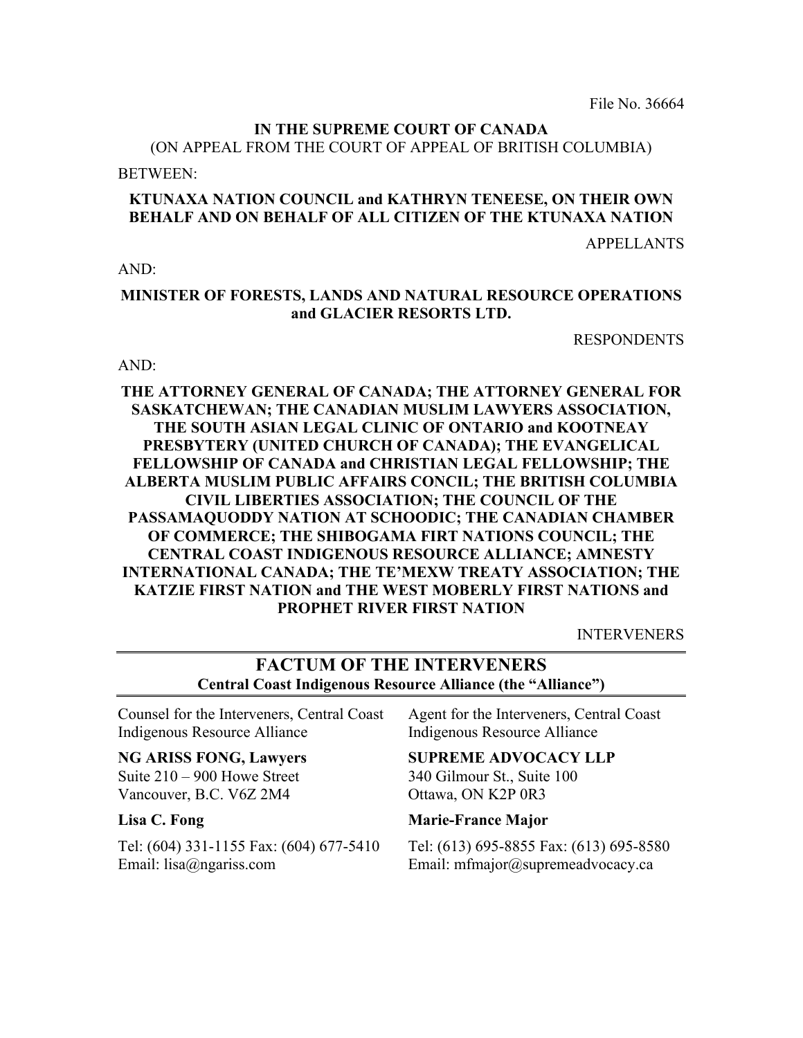File No. 36664

**IN THE SUPREME COURT OF CANADA**
(ON APPEAL FROM THE COURT OF APPEAL OF BRITISH COLUMBIA)

BETWEEN:

**KTUNAXA NATION COUNCIL and KATHRYN TENEESE, ON THEIR OWN BEHALF AND ON BEHALF OF ALL CITIZEN OF THE KTUNAXA NATION**

APPELLANTS

AND:

**MINISTER OF FORESTS, LANDS AND NATURAL RESOURCE OPERATIONS and GLACIER RESORTS LTD.**

RESPONDENTS

AND:

**THE ATTORNEY GENERAL OF CANADA; THE ATTORNEY GENERAL FOR SASKATCHEWAN; THE CANADIAN MUSLIM LAWYERS ASSOCIATION, THE SOUTH ASIAN LEGAL CLINIC OF ONTARIO and KOOTNEAY PRESBYTERY (UNITED CHURCH OF CANADA); THE EVANGELICAL FELLOWSHIP OF CANADA and CHRISTIAN LEGAL FELLOWSHIP; THE ALBERTA MUSLIM PUBLIC AFFAIRS CONCIL; THE BRITISH COLUMBIA CIVIL LIBERTIES ASSOCIATION; THE COUNCIL OF THE PASSAMAQUODDY NATION AT SCHOODIC; THE CANADIAN CHAMBER OF COMMERCE; THE SHIBOGAMA FIRT NATIONS COUNCIL; THE CENTRAL COAST INDIGENOUS RESOURCE ALLIANCE; AMNESTY INTERNATIONAL CANADA; THE TE'MEXW TREATY ASSOCIATION; THE KATZIE FIRST NATION and THE WEST MOBERLY FIRST NATIONS and PROPHET RIVER FIRST NATION**

INTERVENERS

---

# FACTUM OF THE INTERVENERS

**Central Coast Indigenous Resource Alliance (the "Alliance")**

---

Counsel for the Interveners, Central Coast Indigenous Resource Alliance

**NG ARISS FONG, Lawyers**
Suite 210 – 900 Howe Street
Vancouver, B.C. V6Z 2M4

**Lisa C. Fong**

Tel: (604) 331-1155 Fax: (604) 677-5410
Email: lisa@ngariss.com

Agent for the Interveners, Central Coast Indigenous Resource Alliance

**SUPREME ADVOCACY LLP**
340 Gilmour St., Suite 100
Ottawa, ON K2P 0R3

**Marie-France Major**

Tel: (613) 695-8855 Fax: (613) 695-8580
Email: mfmajor@supremeadvocacy.ca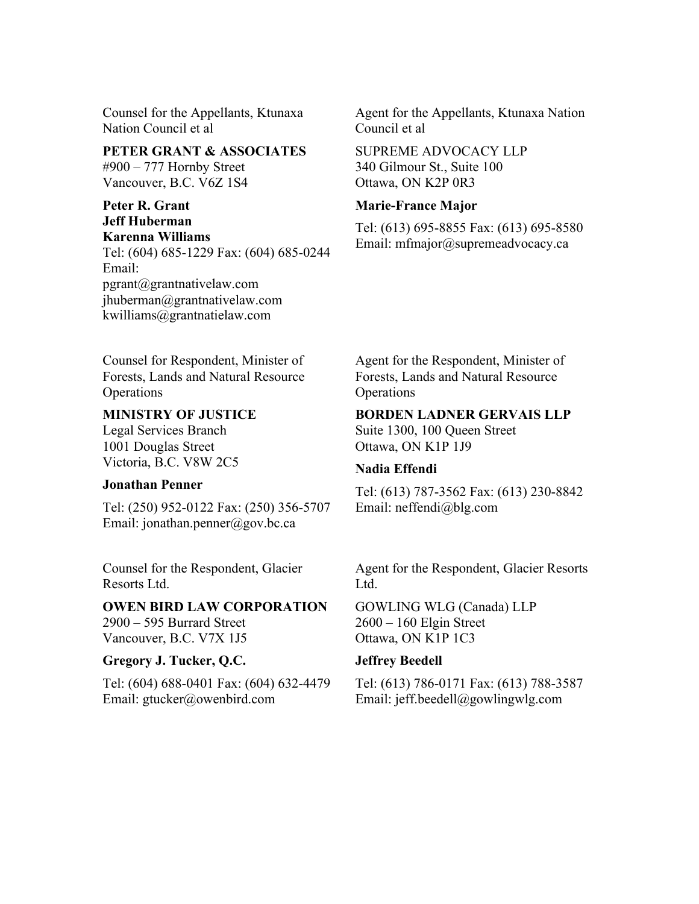Counsel for the Appellants, Ktunaxa Nation Council et al

**PETER GRANT & ASSOCIATES**
#900 – 777 Hornby Street
Vancouver, B.C. V6Z 1S4

**Peter R. Grant**
**Jeff Huberman**
**Karenna Williams**
Tel: (604) 685-1229 Fax: (604) 685-0244
Email:
pgrant@grantnativelaw.com
jhuberman@grantnativelaw.com
kwilliams@grantnatielaw.com

Agent for the Appellants, Ktunaxa Nation Council et al

SUPREME ADVOCACY LLP
340 Gilmour St., Suite 100
Ottawa, ON K2P 0R3

**Marie-France Major**

Tel: (613) 695-8855 Fax: (613) 695-8580
Email: mfmajor@supremeadvocacy.ca

Counsel for Respondent, Minister of Forests, Lands and Natural Resource Operations

**MINISTRY OF JUSTICE**
Legal Services Branch
1001 Douglas Street
Victoria, B.C. V8W 2C5

**Jonathan Penner**

Tel: (250) 952-0122 Fax: (250) 356-5707
Email: jonathan.penner@gov.bc.ca

Agent for the Respondent, Minister of Forests, Lands and Natural Resource Operations

**BORDEN LADNER GERVAIS LLP**
Suite 1300, 100 Queen Street
Ottawa, ON K1P 1J9

**Nadia Effendi**

Tel: (613) 787-3562 Fax: (613) 230-8842
Email: neffendi@blg.com

Counsel for the Respondent, Glacier Resorts Ltd.

**OWEN BIRD LAW CORPORATION**
2900 – 595 Burrard Street
Vancouver, B.C. V7X 1J5

**Gregory J. Tucker, Q.C.**

Tel: (604) 688-0401 Fax: (604) 632-4479
Email: gtucker@owenbird.com

Agent for the Respondent, Glacier Resorts Ltd.

GOWLING WLG (Canada) LLP
2600 – 160 Elgin Street
Ottawa, ON K1P 1C3

**Jeffrey Beedell**

Tel: (613) 786-0171 Fax: (613) 788-3587
Email: jeff.beedell@gowlingwlg.com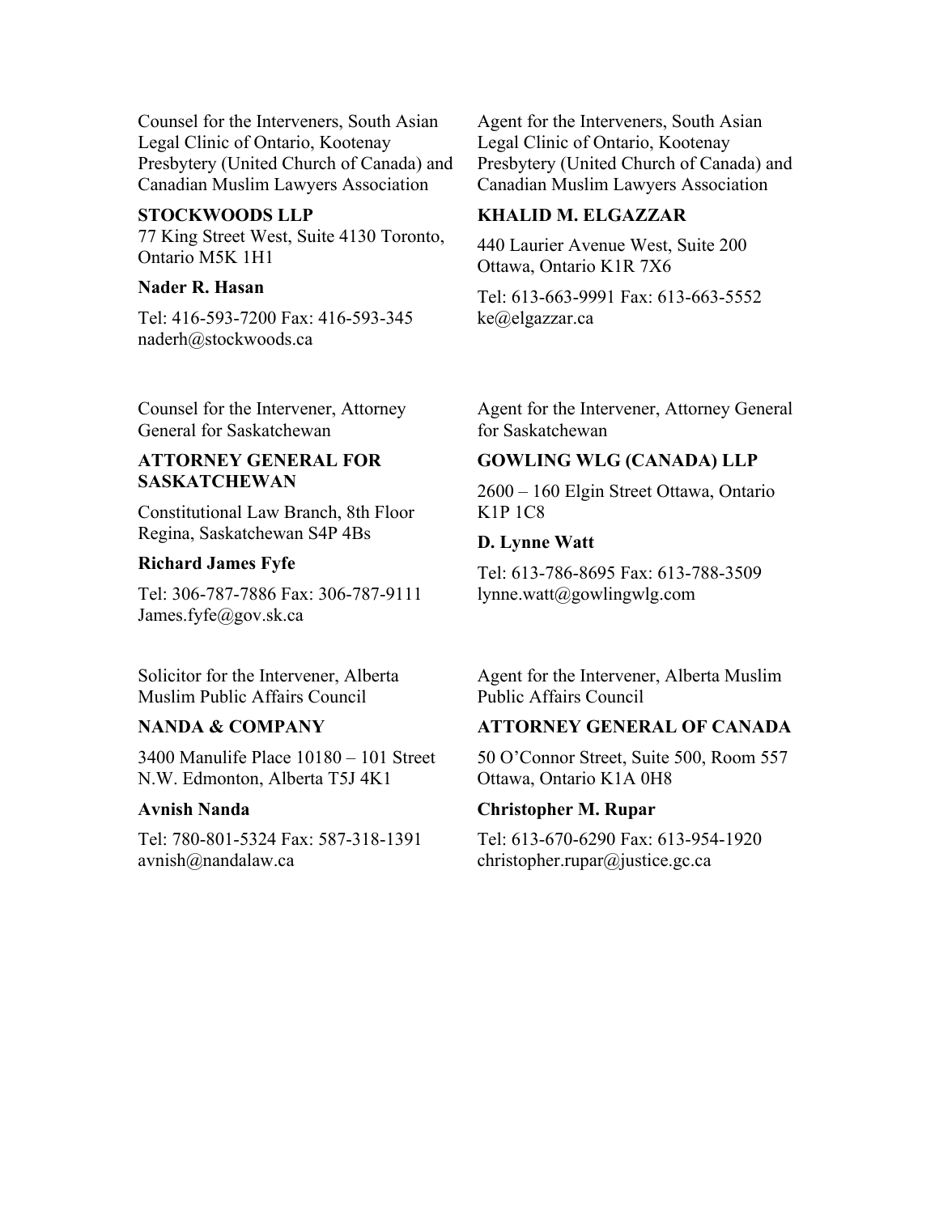Counsel for the Interveners, South Asian Legal Clinic of Ontario, Kootenay Presbytery (United Church of Canada) and Canadian Muslim Lawyers Association

**STOCKWOODS LLP**
77 King Street West, Suite 4130 Toronto, Ontario M5K 1H1

**Nader R. Hasan**

Tel: 416-593-7200 Fax: 416-593-345
naderh@stockwoods.ca

Agent for the Interveners, South Asian Legal Clinic of Ontario, Kootenay Presbytery (United Church of Canada) and Canadian Muslim Lawyers Association

**KHALID M. ELGAZZAR**

440 Laurier Avenue West, Suite 200
Ottawa, Ontario K1R 7X6

Tel: 613-663-9991 Fax: 613-663-5552
ke@elgazzar.ca

Counsel for the Intervener, Attorney General for Saskatchewan

**ATTORNEY GENERAL FOR SASKATCHEWAN**

Constitutional Law Branch, 8th Floor
Regina, Saskatchewan S4P 4Bs

**Richard James Fyfe**

Tel: 306-787-7886 Fax: 306-787-9111
James.fyfe@gov.sk.ca

Agent for the Intervener, Attorney General for Saskatchewan

**GOWLING WLG (CANADA) LLP**

2600 – 160 Elgin Street Ottawa, Ontario K1P 1C8

**D. Lynne Watt**

Tel: 613-786-8695 Fax: 613-788-3509
lynne.watt@gowlingwlg.com

Solicitor for the Intervener, Alberta Muslim Public Affairs Council

**NANDA & COMPANY**

3400 Manulife Place 10180 – 101 Street N.W. Edmonton, Alberta T5J 4K1

**Avnish Nanda**

Tel: 780-801-5324 Fax: 587-318-1391
avnish@nandalaw.ca

Agent for the Intervener, Alberta Muslim Public Affairs Council

**ATTORNEY GENERAL OF CANADA**

50 O'Connor Street, Suite 500, Room 557
Ottawa, Ontario K1A 0H8

**Christopher M. Rupar**

Tel: 613-670-6290 Fax: 613-954-1920
christopher.rupar@justice.gc.ca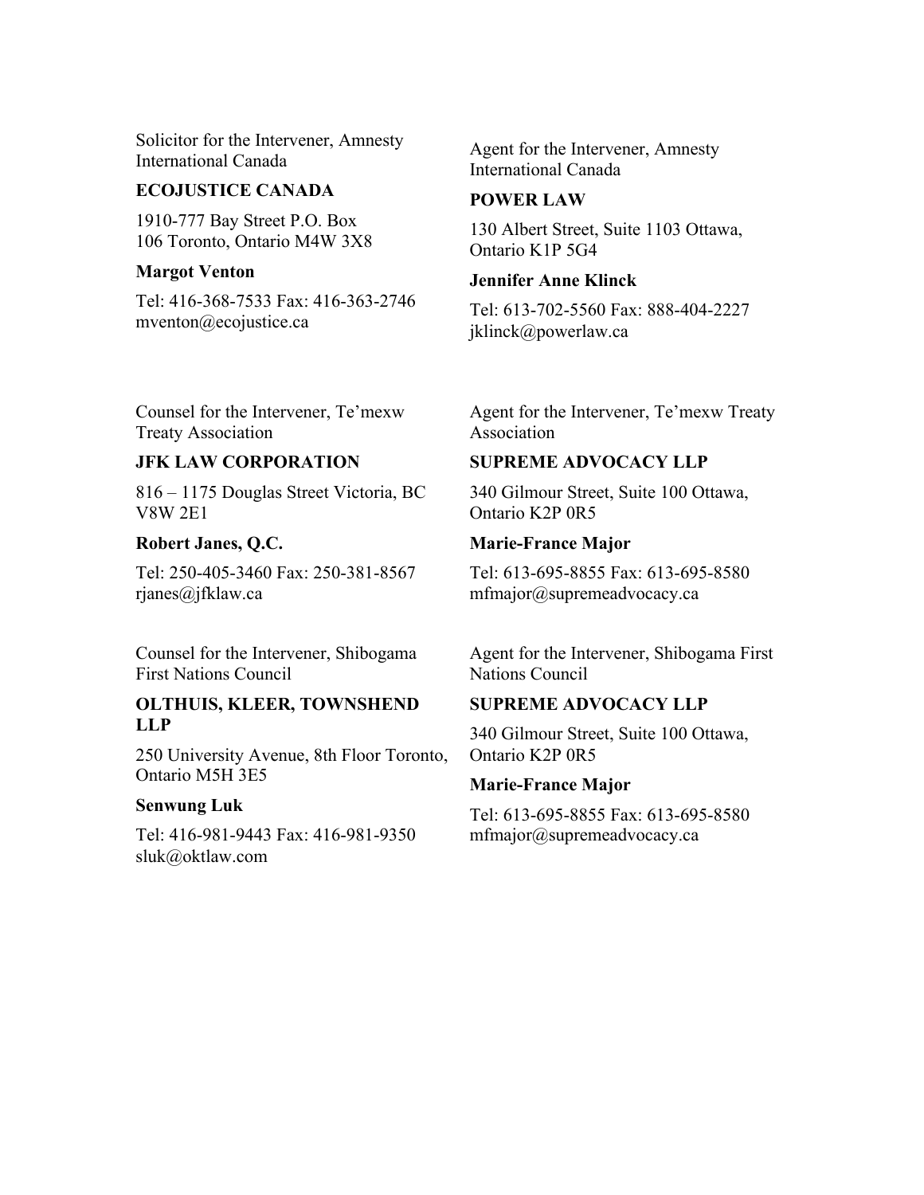Solicitor for the Intervener, Amnesty International Canada

**ECOJUSTICE CANADA**

1910-777 Bay Street P.O. Box 106 Toronto, Ontario M4W 3X8

**Margot Venton**

Tel: 416-368-7533 Fax: 416-363-2746
mventon@ecojustice.ca

Agent for the Intervener, Amnesty International Canada

**POWER LAW**

130 Albert Street, Suite 1103 Ottawa, Ontario K1P 5G4

**Jennifer Anne Klinck**

Tel: 613-702-5560 Fax: 888-404-2227
jklinck@powerlaw.ca

Counsel for the Intervener, Te'mexw Treaty Association

**JFK LAW CORPORATION**

816 – 1175 Douglas Street Victoria, BC V8W 2E1

**Robert Janes, Q.C.**

Tel: 250-405-3460 Fax: 250-381-8567
rjanes@jfklaw.ca

Agent for the Intervener, Te'mexw Treaty Association

**SUPREME ADVOCACY LLP**

340 Gilmour Street, Suite 100 Ottawa, Ontario K2P 0R5

**Marie-France Major**

Tel: 613-695-8855 Fax: 613-695-8580
mfmajor@supremeadvocacy.ca

Counsel for the Intervener, Shibogama First Nations Council

**OLTHUIS, KLEER, TOWNSHEND LLP**

250 University Avenue, 8th Floor Toronto, Ontario M5H 3E5

**Senwung Luk**

Tel: 416-981-9443 Fax: 416-981-9350
sluk@oktlaw.com

Agent for the Intervener, Shibogama First Nations Council

**SUPREME ADVOCACY LLP**

340 Gilmour Street, Suite 100 Ottawa, Ontario K2P 0R5

**Marie-France Major**

Tel: 613-695-8855 Fax: 613-695-8580
mfmajor@supremeadvocacy.ca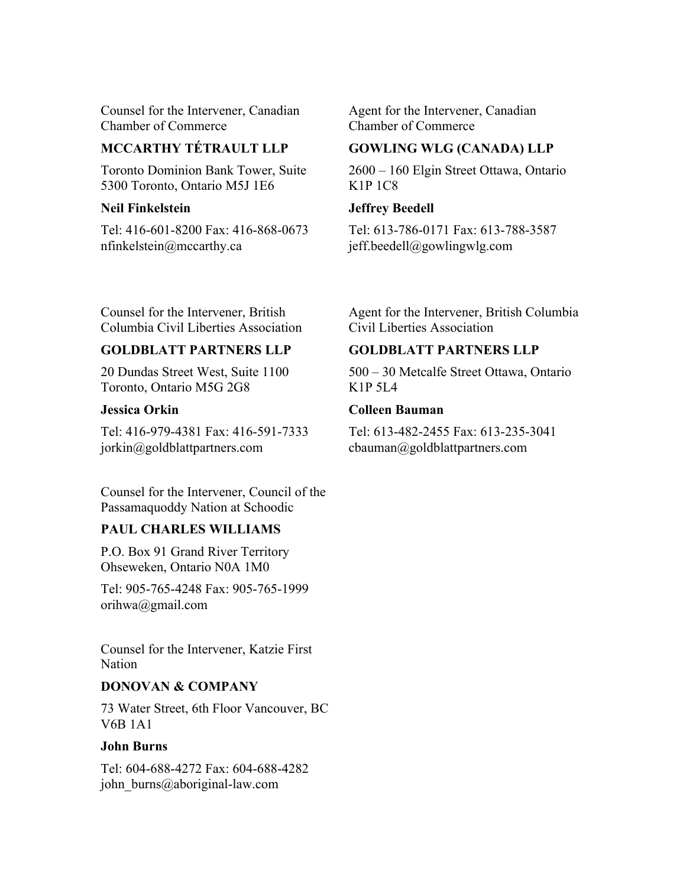Counset for the Intervener, Canadian Chamber of Commerce

**MCCARTHY TÉTRAULT LLP**

Toronto Dominion Bank Tower, Suite 5300 Toronto, Ontario M5J 1E6

**Neil Finkelstein**

Tel: 416-601-8200 Fax: 416-868-0673
nfinkelstein@mccarthy.ca

Agent for the Intervener, Canadian Chamber of Commerce

**GOWLING WLG (CANADA) LLP**

2600 – 160 Elgin Street Ottawa, Ontario K1P 1C8

**Jeffrey Beedell**

Tel: 613-786-0171 Fax: 613-788-3587
jeff.beedell@gowlingwlg.com

Counsel for the Intervener, British Columbia Civil Liberties Association

**GOLDBLATT PARTNERS LLP**

20 Dundas Street West, Suite 1100 Toronto, Ontario M5G 2G8

**Jessica Orkin**

Tel: 416-979-4381 Fax: 416-591-7333
jorkin@goldblattpartners.com

Agent for the Intervener, British Columbia Civil Liberties Association

**GOLDBLATT PARTNERS LLP**

500 – 30 Metcalfe Street Ottawa, Ontario K1P 5L4

**Colleen Bauman**

Tel: 613-482-2455 Fax: 613-235-3041
cbauman@goldblattpartners.com

Counsel for the Intervener, Council of the Passamaquoddy Nation at Schoodic

**PAUL CHARLES WILLIAMS**

P.O. Box 91 Grand River Territory Ohseweken, Ontario N0A 1M0

Tel: 905-765-4248 Fax: 905-765-1999
orihwa@gmail.com

Counsel for the Intervener, Katzie First Nation

**DONOVAN & COMPANY**

73 Water Street, 6th Floor Vancouver, BC V6B 1A1

**John Burns**

Tel: 604-688-4272 Fax: 604-688-4282
john_burns@aboriginal-law.com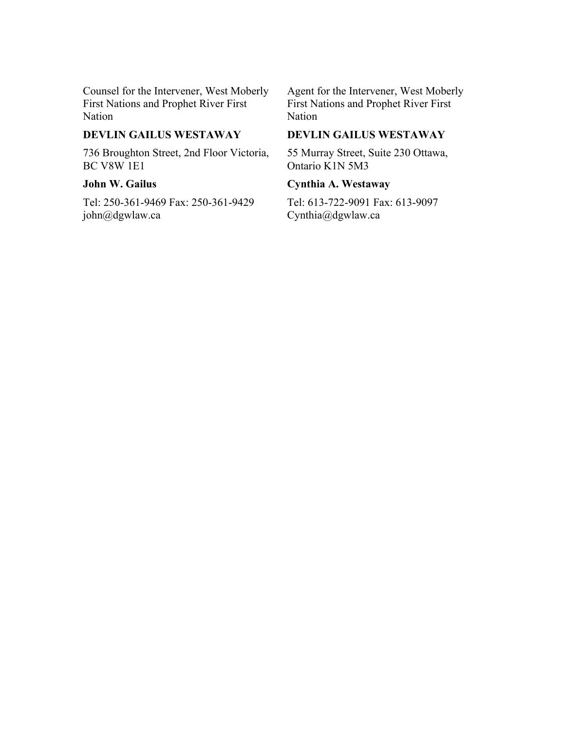Counsel for the Intervener, West Moberly First Nations and Prophet River First Nation

**DEVLIN GAILUS WESTAWAY**

736 Broughton Street, 2nd Floor Victoria, BC V8W 1E1

**John W. Gailus**

Tel: 250-361-9469 Fax: 250-361-9429
john@dgwlaw.ca

Agent for the Intervener, West Moberly First Nations and Prophet River First Nation

**DEVLIN GAILUS WESTAWAY**

55 Murray Street, Suite 230 Ottawa, Ontario K1N 5M3

**Cynthia A. Westaway**

Tel: 613-722-9091 Fax: 613-9097
Cynthia@dgwlaw.ca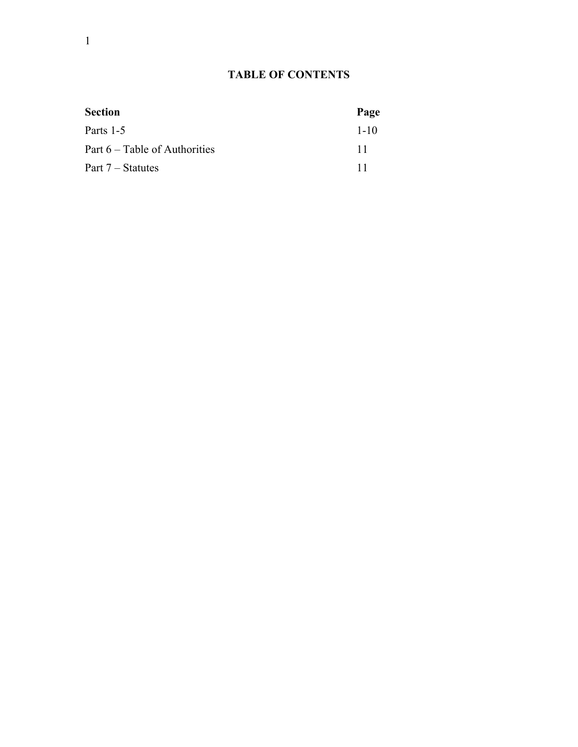**TABLE OF CONTENTS**

| **Section** | **Page** |
| --- | --- |
| Parts 1-5 | 1-10 |
| Part 6 – Table of Authorities | 11 |
| Part 7 – Statutes | 11 |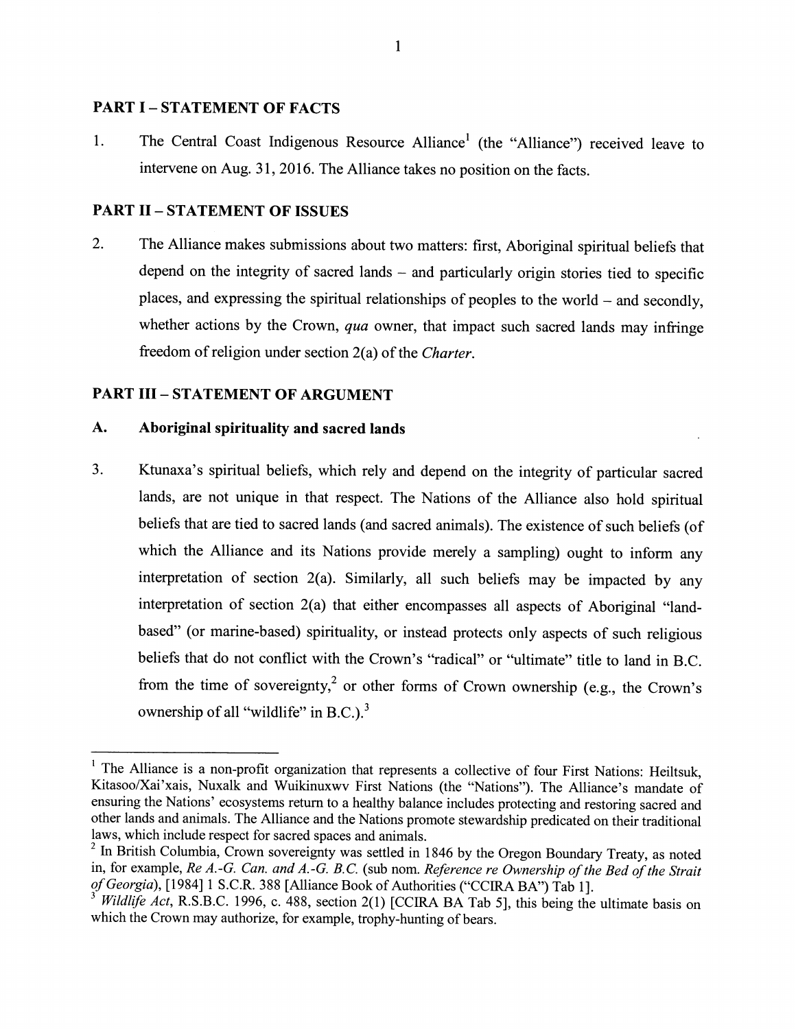## PART I – STATEMENT OF FACTS

1. The Central Coast Indigenous Resource Alliance[1] (the "Alliance") received leave to intervene on Aug. 31, 2016. The Alliance takes no position on the facts.

## PART II – STATEMENT OF ISSUES

2. The Alliance makes submissions about two matters: first, Aboriginal spiritual beliefs that depend on the integrity of sacred lands – and particularly origin stories tied to specific places, and expressing the spiritual relationships of peoples to the world – and secondly, whether actions by the Crown, *qua* owner, that impact such sacred lands may infringe freedom of religion under section 2(a) of the *Charter*.

## PART III – STATEMENT OF ARGUMENT

### A. Aboriginal spirituality and sacred lands

3. Ktunaxa's spiritual beliefs, which rely and depend on the integrity of particular sacred lands, are not unique in that respect. The Nations of the Alliance also hold spiritual beliefs that are tied to sacred lands (and sacred animals). The existence of such beliefs (of which the Alliance and its Nations provide merely a sampling) ought to inform any interpretation of section 2(a). Similarly, all such beliefs may be impacted by any interpretation of section 2(a) that either encompasses all aspects of Aboriginal "land-based" (or marine-based) spirituality, or instead protects only aspects of such religious beliefs that do not conflict with the Crown's "radical" or "ultimate" title to land in B.C. from the time of sovereignty,[2] or other forms of Crown ownership (e.g., the Crown's ownership of all "wildlife" in B.C.).[3]

---

[1] The Alliance is a non-profit organization that represents a collective of four First Nations: Heiltsuk, Kitasoo/Xai'xais, Nuxalk and Wuikinuxwv First Nations (the "Nations"). The Alliance's mandate of ensuring the Nations' ecosystems return to a healthy balance includes protecting and restoring sacred and other lands and animals. The Alliance and the Nations promote stewardship predicated on their traditional laws, which include respect for sacred spaces and animals.

[2] In British Columbia, Crown sovereignty was settled in 1846 by the Oregon Boundary Treaty, as noted in, for example, *Re A.-G. Can. and A.-G. B.C.* (sub nom. *Reference re Ownership of the Bed of the Strait of Georgia*), [1984] 1 S.C.R. 388 [Alliance Book of Authorities ("CCIRA BA") Tab 1].

[3] *Wildlife Act*, R.S.B.C. 1996, c. 488, section 2(1) [CCIRA BA Tab 5], this being the ultimate basis on which the Crown may authorize, for example, trophy-hunting of bears.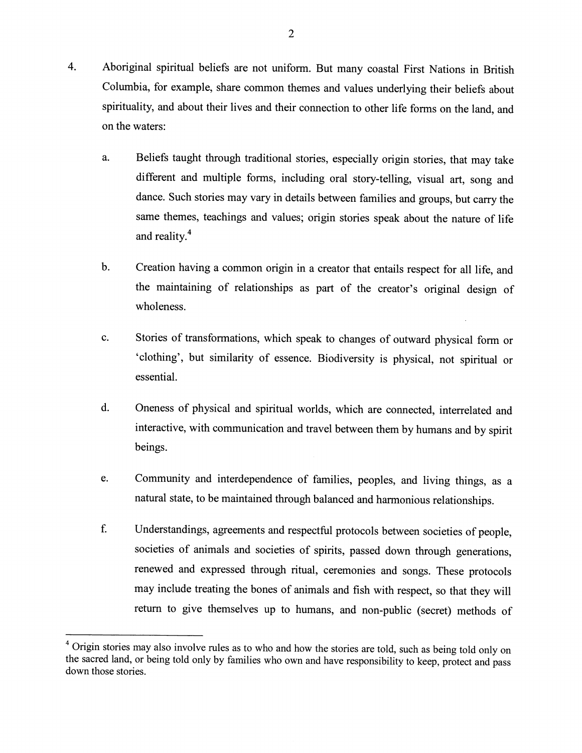4. Aboriginal spiritual beliefs are not uniform. But many coastal First Nations in British Columbia, for example, share common themes and values underlying their beliefs about spirituality, and about their lives and their connection to other life forms on the land, and on the waters:

   a. Beliefs taught through traditional stories, especially origin stories, that may take different and multiple forms, including oral story-telling, visual art, song and dance. Such stories may vary in details between families and groups, but carry the same themes, teachings and values; origin stories speak about the nature of life and reality.[4]

   b. Creation having a common origin in a creator that entails respect for all life, and the maintaining of relationships as part of the creator's original design of wholeness.

   c. Stories of transformations, which speak to changes of outward physical form or 'clothing', but similarity of essence. Biodiversity is physical, not spiritual or essential.

   d. Oneness of physical and spiritual worlds, which are connected, interrelated and interactive, with communication and travel between them by humans and by spirit beings.

   e. Community and interdependence of families, peoples, and living things, as a natural state, to be maintained through balanced and harmonious relationships.

   f. Understandings, agreements and respectful protocols between societies of people, societies of animals and societies of spirits, passed down through generations, renewed and expressed through ritual, ceremonies and songs. These protocols may include treating the bones of animals and fish with respect, so that they will return to give themselves up to humans, and non-public (secret) methods of

---

[4] Origin stories may also involve rules as to who and how the stories are told, such as being told only on the sacred land, or being told only by families who own and have responsibility to keep, protect and pass down those stories.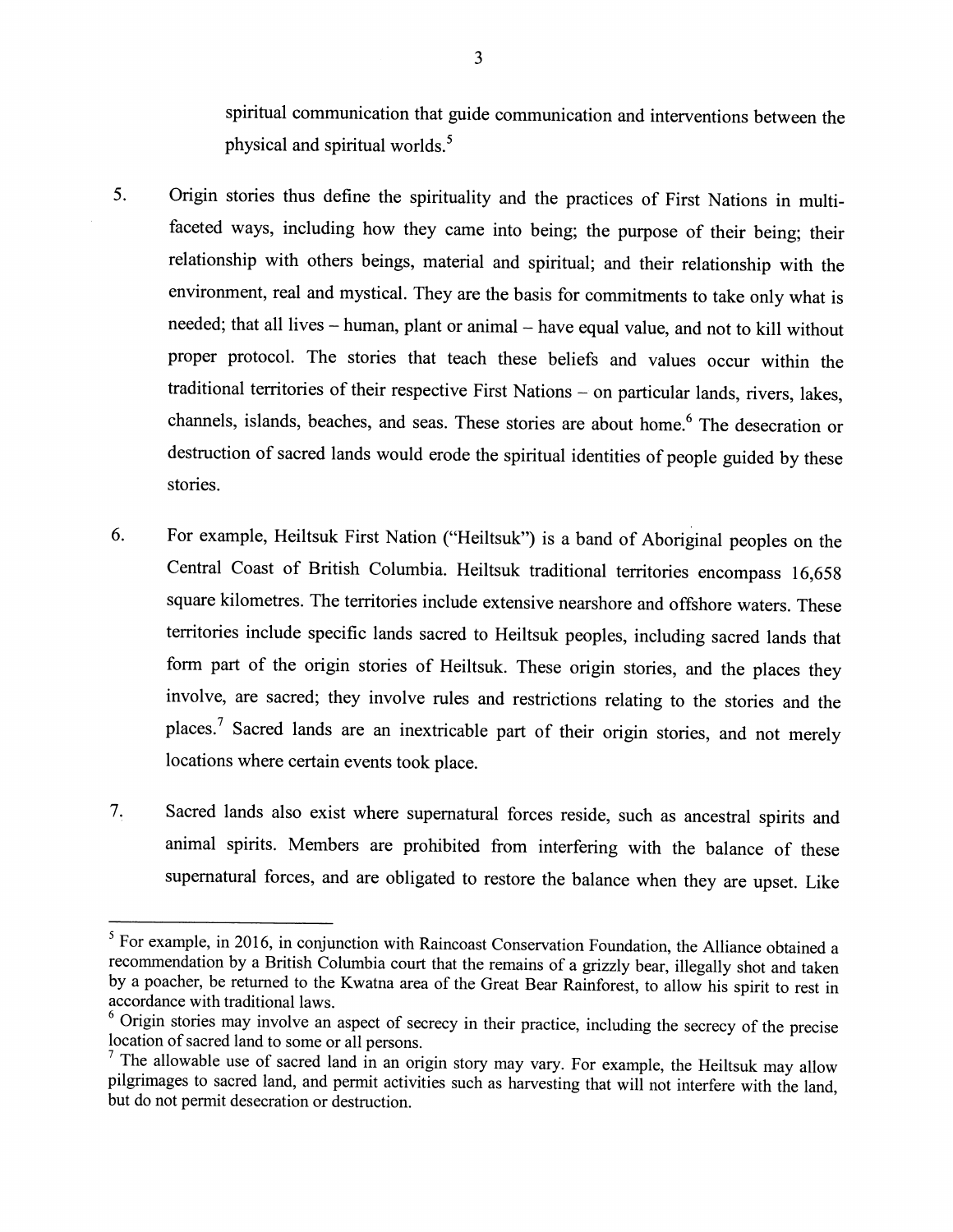spiritual communication that guide communication and interventions between the physical and spiritual worlds.[5]

5. Origin stories thus define the spirituality and the practices of First Nations in multi-faceted ways, including how they came into being; the purpose of their being; their relationship with others beings, material and spiritual; and their relationship with the environment, real and mystical. They are the basis for commitments to take only what is needed; that all lives – human, plant or animal – have equal value, and not to kill without proper protocol. The stories that teach these beliefs and values occur within the traditional territories of their respective First Nations – on particular lands, rivers, lakes, channels, islands, beaches, and seas. These stories are about home.[6] The desecration or destruction of sacred lands would erode the spiritual identities of people guided by these stories.

6. For example, Heiltsuk First Nation ("Heiltsuk") is a band of Aboriginal peoples on the Central Coast of British Columbia. Heiltsuk traditional territories encompass 16,658 square kilometres. The territories include extensive nearshore and offshore waters. These territories include specific lands sacred to Heiltsuk peoples, including sacred lands that form part of the origin stories of Heiltsuk. These origin stories, and the places they involve, are sacred; they involve rules and restrictions relating to the stories and the places.[7] Sacred lands are an inextricable part of their origin stories, and not merely locations where certain events took place.

7. Sacred lands also exist where supernatural forces reside, such as ancestral spirits and animal spirits. Members are prohibited from interfering with the balance of these supernatural forces, and are obligated to restore the balance when they are upset. Like

---

[5] For example, in 2016, in conjunction with Raincoast Conservation Foundation, the Alliance obtained a recommendation by a British Columbia court that the remains of a grizzly bear, illegally shot and taken by a poacher, be returned to the Kwatna area of the Great Bear Rainforest, to allow his spirit to rest in accordance with traditional laws.

[6] Origin stories may involve an aspect of secrecy in their practice, including the secrecy of the precise location of sacred land to some or all persons.

[7] The allowable use of sacred land in an origin story may vary. For example, the Heiltsuk may allow pilgrimages to sacred land, and permit activities such as harvesting that will not interfere with the land, but do not permit desecration or destruction.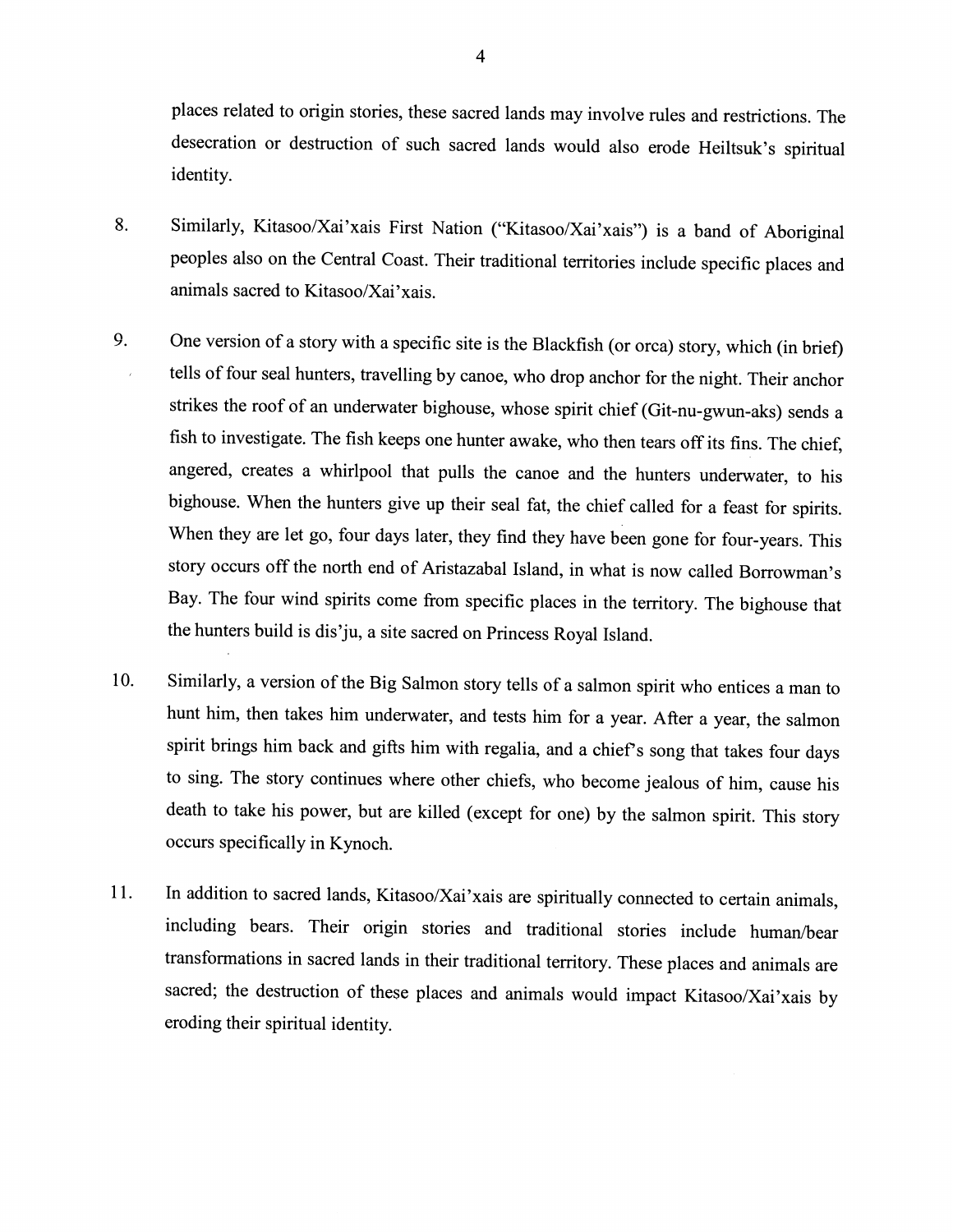places related to origin stories, these sacred lands may involve rules and restrictions. The desecration or destruction of such sacred lands would also erode Heiltsuk's spiritual identity.

8. Similarly, Kitasoo/Xai'xais First Nation ("Kitasoo/Xai'xais") is a band of Aboriginal peoples also on the Central Coast. Their traditional territories include specific places and animals sacred to Kitasoo/Xai'xais.

9. One version of a story with a specific site is the Blackfish (or orca) story, which (in brief) tells of four seal hunters, travelling by canoe, who drop anchor for the night. Their anchor strikes the roof of an underwater bighouse, whose spirit chief (Git-nu-gwun-aks) sends a fish to investigate. The fish keeps one hunter awake, who then tears off its fins. The chief, angered, creates a whirlpool that pulls the canoe and the hunters underwater, to his bighouse. When the hunters give up their seal fat, the chief called for a feast for spirits. When they are let go, four days later, they find they have been gone for four-years. This story occurs off the north end of Aristazabal Island, in what is now called Borrowman's Bay. The four wind spirits come from specific places in the territory. The bighouse that the hunters build is dis'ju, a site sacred on Princess Royal Island.

10. Similarly, a version of the Big Salmon story tells of a salmon spirit who entices a man to hunt him, then takes him underwater, and tests him for a year. After a year, the salmon spirit brings him back and gifts him with regalia, and a chief's song that takes four days to sing. The story continues where other chiefs, who become jealous of him, cause his death to take his power, but are killed (except for one) by the salmon spirit. This story occurs specifically in Kynoch.

11. In addition to sacred lands, Kitasoo/Xai'xais are spiritually connected to certain animals, including bears. Their origin stories and traditional stories include human/bear transformations in sacred lands in their traditional territory. These places and animals are sacred; the destruction of these places and animals would impact Kitasoo/Xai'xais by eroding their spiritual identity.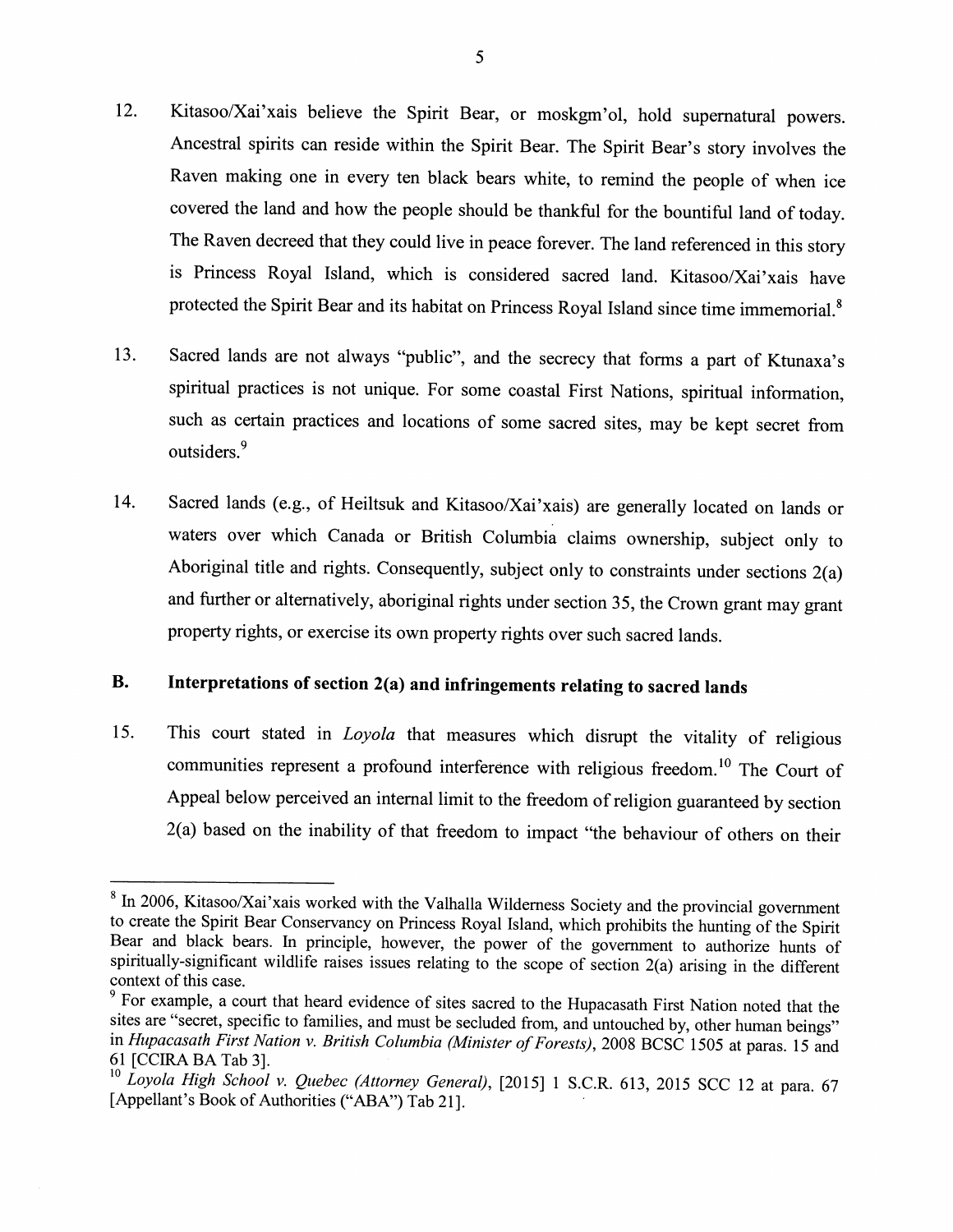12. Kitasoo/Xai'xais believe the Spirit Bear, or moskgm'ol, hold supernatural powers. Ancestral spirits can reside within the Spirit Bear. The Spirit Bear's story involves the Raven making one in every ten black bears white, to remind the people of when ice covered the land and how the people should be thankful for the bountiful land of today. The Raven decreed that they could live in peace forever. The land referenced in this story is Princess Royal Island, which is considered sacred land. Kitasoo/Xai'xais have protected the Spirit Bear and its habitat on Princess Royal Island since time immemorial.[8]

13. Sacred lands are not always "public", and the secrecy that forms a part of Ktunaxa's spiritual practices is not unique. For some coastal First Nations, spiritual information, such as certain practices and locations of some sacred sites, may be kept secret from outsiders.[9]

14. Sacred lands (e.g., of Heiltsuk and Kitasoo/Xai'xais) are generally located on lands or waters over which Canada or British Columbia claims ownership, subject only to Aboriginal title and rights. Consequently, subject only to constraints under sections 2(a) and further or alternatively, aboriginal rights under section 35, the Crown grant may grant property rights, or exercise its own property rights over such sacred lands.

## B. Interpretations of section 2(a) and infringements relating to sacred lands

15. This court stated in *Loyola* that measures which disrupt the vitality of religious communities represent a profound interference with religious freedom.[10] The Court of Appeal below perceived an internal limit to the freedom of religion guaranteed by section 2(a) based on the inability of that freedom to impact "the behaviour of others on their

---

[8] In 2006, Kitasoo/Xai'xais worked with the Valhalla Wilderness Society and the provincial government to create the Spirit Bear Conservancy on Princess Royal Island, which prohibits the hunting of the Spirit Bear and black bears. In principle, however, the power of the government to authorize hunts of spiritually-significant wildlife raises issues relating to the scope of section 2(a) arising in the different context of this case.

[9] For example, a court that heard evidence of sites sacred to the Hupacasath First Nation noted that the sites are "secret, specific to families, and must be secluded from, and untouched by, other human beings" in *Hupacasath First Nation v. British Columbia (Minister of Forests)*, 2008 BCSC 1505 at paras. 15 and 61 [CCIRA BA Tab 3].

[10] *Loyola High School v. Quebec (Attorney General)*, [2015] 1 S.C.R. 613, 2015 SCC 12 at para. 67 [Appellant's Book of Authorities ("ABA") Tab 21].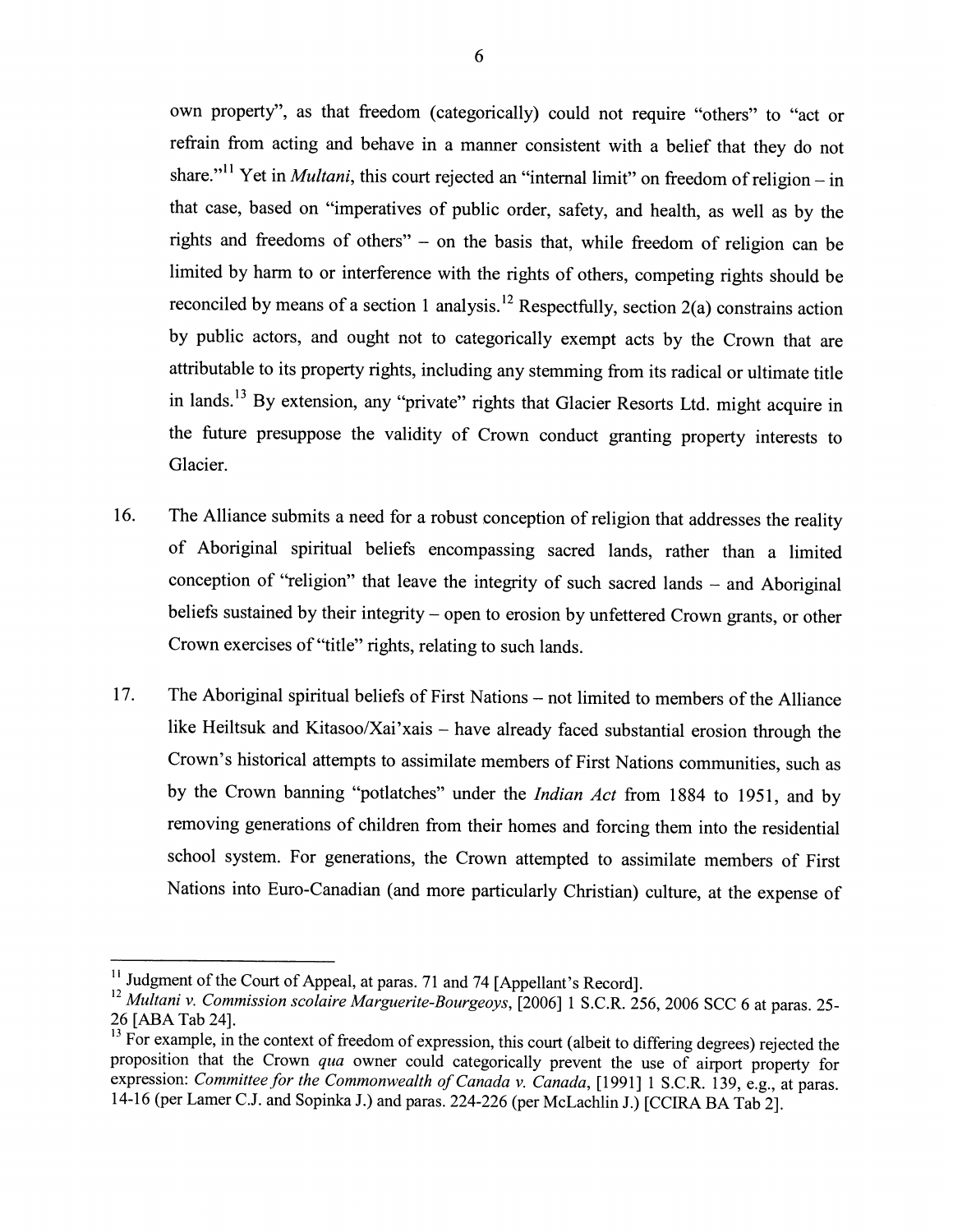own property", as that freedom (categorically) could not require "others" to "act or refrain from acting and behave in a manner consistent with a belief that they do not share."[11] Yet in *Multani*, this court rejected an "internal limit" on freedom of religion – in that case, based on "imperatives of public order, safety, and health, as well as by the rights and freedoms of others" – on the basis that, while freedom of religion can be limited by harm to or interference with the rights of others, competing rights should be reconciled by means of a section 1 analysis.[12] Respectfully, section 2(a) constrains action by public actors, and ought not to categorically exempt acts by the Crown that are attributable to its property rights, including any stemming from its radical or ultimate title in lands.[13] By extension, any "private" rights that Glacier Resorts Ltd. might acquire in the future presuppose the validity of Crown conduct granting property interests to Glacier.

16. The Alliance submits a need for a robust conception of religion that addresses the reality of Aboriginal spiritual beliefs encompassing sacred lands, rather than a limited conception of "religion" that leave the integrity of such sacred lands – and Aboriginal beliefs sustained by their integrity – open to erosion by unfettered Crown grants, or other Crown exercises of "title" rights, relating to such lands.

17. The Aboriginal spiritual beliefs of First Nations – not limited to members of the Alliance like Heiltsuk and Kitasoo/Xai'xais – have already faced substantial erosion through the Crown's historical attempts to assimilate members of First Nations communities, such as by the Crown banning "potlatches" under the *Indian Act* from 1884 to 1951, and by removing generations of children from their homes and forcing them into the residential school system. For generations, the Crown attempted to assimilate members of First Nations into Euro-Canadian (and more particularly Christian) culture, at the expense of

---

[11] Judgment of the Court of Appeal, at paras. 71 and 74 [Appellant's Record].

[12] *Multani v. Commission scolaire Marguerite-Bourgeoys*, [2006] 1 S.C.R. 256, 2006 SCC 6 at paras. 25-26 [ABA Tab 24].

[13] For example, in the context of freedom of expression, this court (albeit to differing degrees) rejected the proposition that the Crown *qua* owner could categorically prevent the use of airport property for expression: *Committee for the Commonwealth of Canada v. Canada*, [1991] 1 S.C.R. 139, e.g., at paras. 14-16 (per Lamer C.J. and Sopinka J.) and paras. 224-226 (per McLachlin J.) [CCIRA BA Tab 2].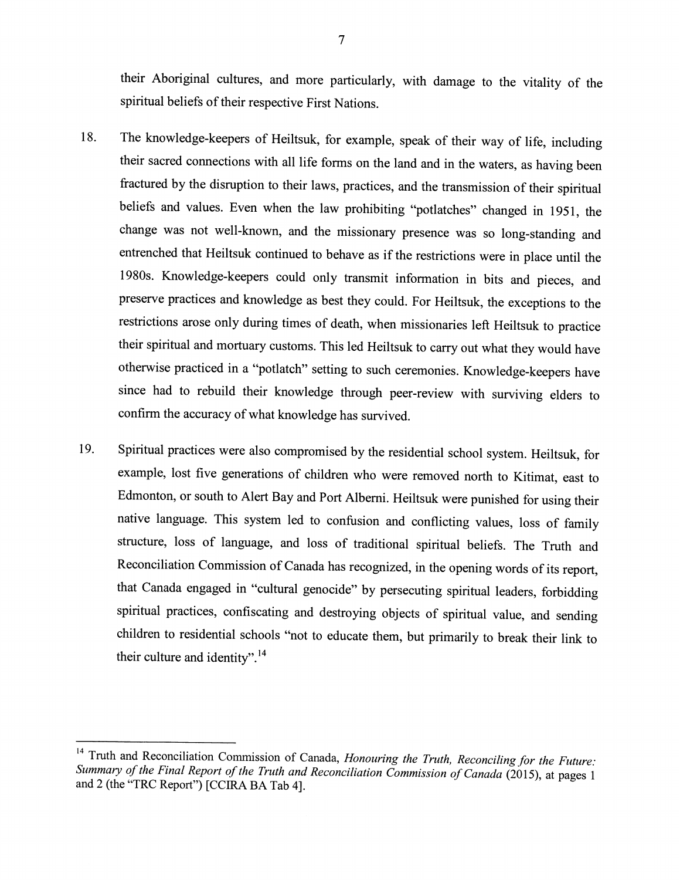their Aboriginal cultures, and more particularly, with damage to the vitality of the spiritual beliefs of their respective First Nations.

18. The knowledge-keepers of Heiltsuk, for example, speak of their way of life, including their sacred connections with all life forms on the land and in the waters, as having been fractured by the disruption to their laws, practices, and the transmission of their spiritual beliefs and values. Even when the law prohibiting "potlatches" changed in 1951, the change was not well-known, and the missionary presence was so long-standing and entrenched that Heiltsuk continued to behave as if the restrictions were in place until the 1980s. Knowledge-keepers could only transmit information in bits and pieces, and preserve practices and knowledge as best they could. For Heiltsuk, the exceptions to the restrictions arose only during times of death, when missionaries left Heiltsuk to practice their spiritual and mortuary customs. This led Heiltsuk to carry out what they would have otherwise practiced in a "potlatch" setting to such ceremonies. Knowledge-keepers have since had to rebuild their knowledge through peer-review with surviving elders to confirm the accuracy of what knowledge has survived.

19. Spiritual practices were also compromised by the residential school system. Heiltsuk, for example, lost five generations of children who were removed north to Kitimat, east to Edmonton, or south to Alert Bay and Port Alberni. Heiltsuk were punished for using their native language. This system led to confusion and conflicting values, loss of family structure, loss of language, and loss of traditional spiritual beliefs. The Truth and Reconciliation Commission of Canada has recognized, in the opening words of its report, that Canada engaged in "cultural genocide" by persecuting spiritual leaders, forbidding spiritual practices, confiscating and destroying objects of spiritual value, and sending children to residential schools "not to educate them, but primarily to break their link to their culture and identity".[14]

---

[14] Truth and Reconciliation Commission of Canada, *Honouring the Truth, Reconciling for the Future: Summary of the Final Report of the Truth and Reconciliation Commission of Canada* (2015), at pages 1 and 2 (the "TRC Report") [CCIRA BA Tab 4].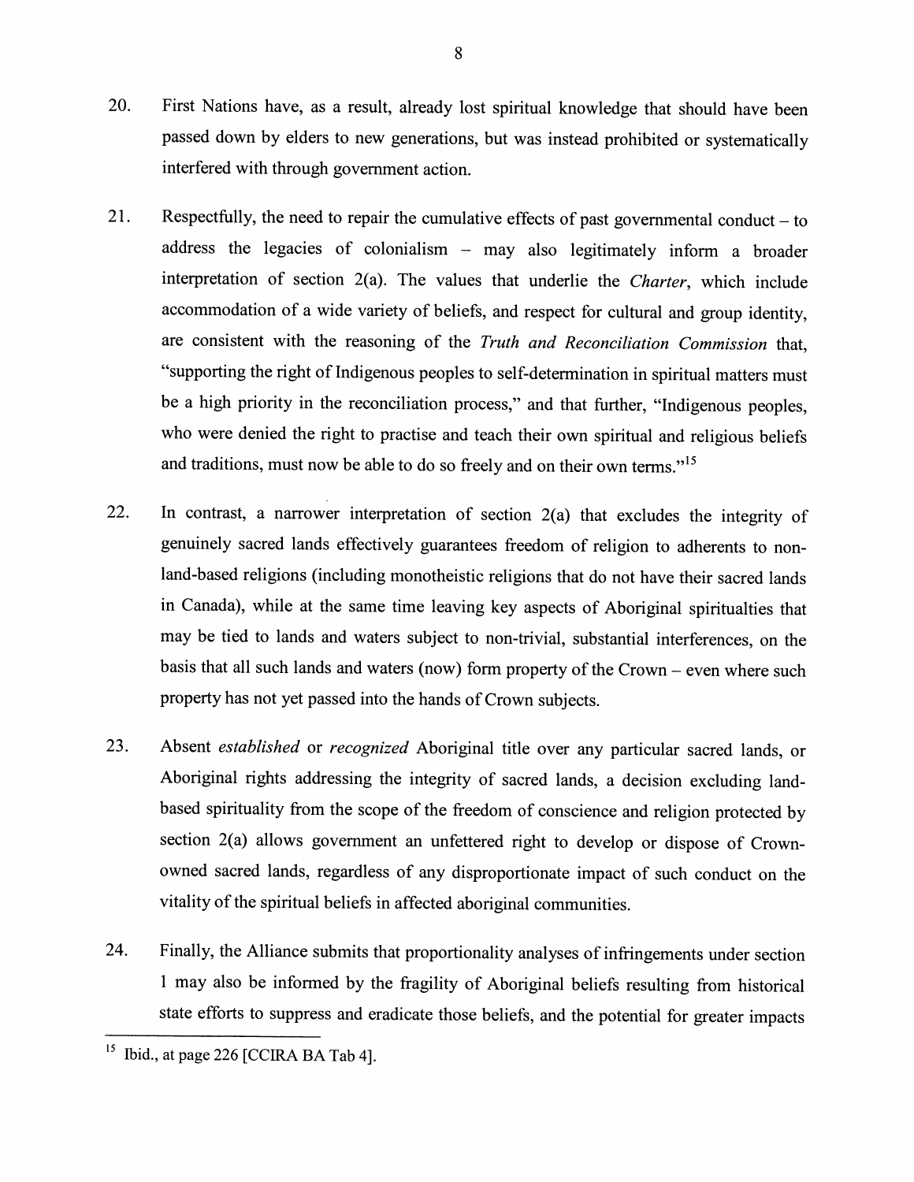20. First Nations have, as a result, already lost spiritual knowledge that should have been passed down by elders to new generations, but was instead prohibited or systematically interfered with through government action.

21. Respectfully, the need to repair the cumulative effects of past governmental conduct – to address the legacies of colonialism – may also legitimately inform a broader interpretation of section 2(a). The values that underlie the *Charter*, which include accommodation of a wide variety of beliefs, and respect for cultural and group identity, are consistent with the reasoning of the *Truth and Reconciliation Commission* that, "supporting the right of Indigenous peoples to self-determination in spiritual matters must be a high priority in the reconciliation process," and that further, "Indigenous peoples, who were denied the right to practise and teach their own spiritual and religious beliefs and traditions, must now be able to do so freely and on their own terms."[15]

22. In contrast, a narrower interpretation of section 2(a) that excludes the integrity of genuinely sacred lands effectively guarantees freedom of religion to adherents to non-land-based religions (including monotheistic religions that do not have their sacred lands in Canada), while at the same time leaving key aspects of Aboriginal spiritualties that may be tied to lands and waters subject to non-trivial, substantial interferences, on the basis that all such lands and waters (now) form property of the Crown – even where such property has not yet passed into the hands of Crown subjects.

23. Absent *established* or *recognized* Aboriginal title over any particular sacred lands, or Aboriginal rights addressing the integrity of sacred lands, a decision excluding land-based spirituality from the scope of the freedom of conscience and religion protected by section 2(a) allows government an unfettered right to develop or dispose of Crown-owned sacred lands, regardless of any disproportionate impact of such conduct on the vitality of the spiritual beliefs in affected aboriginal communities.

24. Finally, the Alliance submits that proportionality analyses of infringements under section 1 may also be informed by the fragility of Aboriginal beliefs resulting from historical state efforts to suppress and eradicate those beliefs, and the potential for greater impacts

---

[15] Ibid., at page 226 [CCIRA BA Tab 4].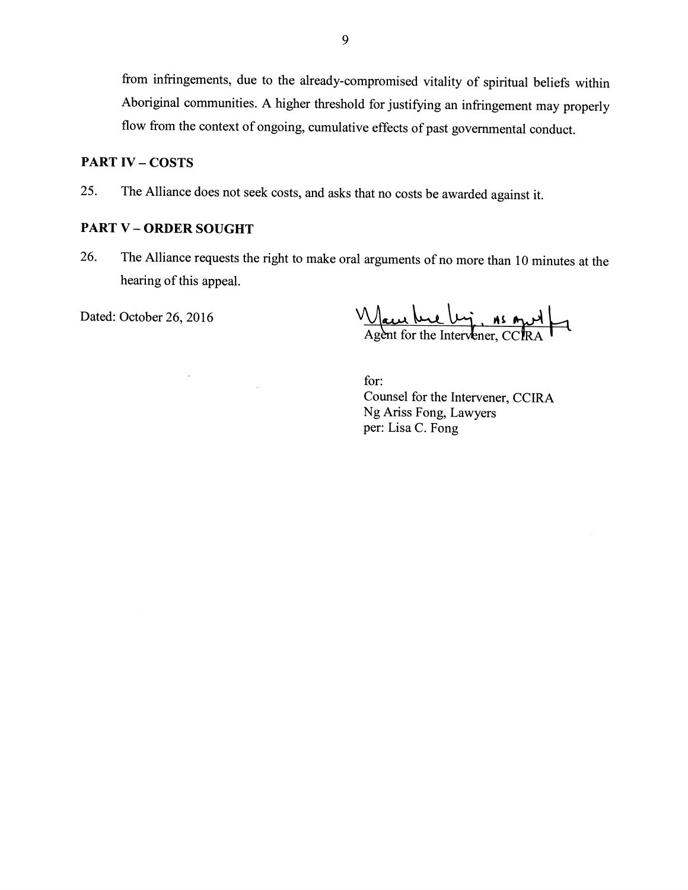from infringements, due to the already-compromised vitality of spiritual beliefs within Aboriginal communities. A higher threshold for justifying an infringement may properly flow from the context of ongoing, cumulative effects of past governmental conduct.

## PART IV – COSTS

25. The Alliance does not seek costs, and asks that no costs be awarded against it.

## PART V – ORDER SOUGHT

26. The Alliance requests the right to make oral arguments of no more than 10 minutes at the hearing of this appeal.

Dated: October 26, 2016

Agent for the Intervener, CCIRA

for:
Counsel for the Intervener, CCIRA
Ng Ariss Fong, Lawyers
per: Lisa C. Fong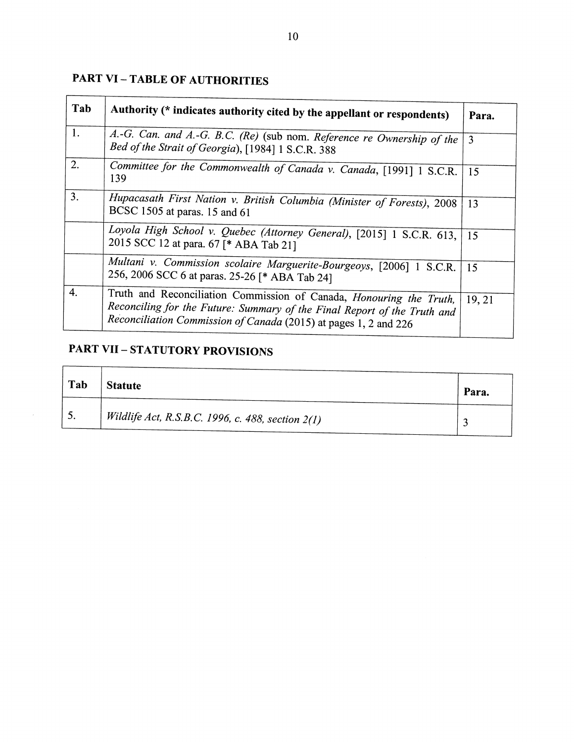## PART VI – TABLE OF AUTHORITIES

| Tab | Authority (* indicates authority cited by the appellant or respondents) | Para. |
|---|---|---|
| 1. | *A.-G. Can. and A.-G. B.C. (Re)* (sub nom. *Reference re Ownership of the Bed of the Strait of Georgia*), [1984] 1 S.C.R. 388 | 3 |
| 2. | *Committee for the Commonwealth of Canada v. Canada*, [1991] 1 S.C.R. 139 | 15 |
| 3. | *Hupacasath First Nation v. British Columbia (Minister of Forests)*, 2008 BCSC 1505 at paras. 15 and 61 | 13 |
| | *Loyola High School v. Quebec (Attorney General)*, [2015] 1 S.C.R. 613, 2015 SCC 12 at para. 67 [* ABA Tab 21] | 15 |
| | *Multani v. Commission scolaire Marguerite-Bourgeoys*, [2006] 1 S.C.R. 256, 2006 SCC 6 at paras. 25-26 [* ABA Tab 24] | 15 |
| 4. | Truth and Reconciliation Commission of Canada, *Honouring the Truth, Reconciling for the Future: Summary of the Final Report of the Truth and Reconciliation Commission of Canada* (2015) at pages 1, 2 and 226 | 19, 21 |

## PART VII – STATUTORY PROVISIONS

| Tab | Statute | Para. |
|---|---|---|
| 5. | *Wildlife Act, R.S.B.C. 1996, c. 488, section 2(1)* | 3 |